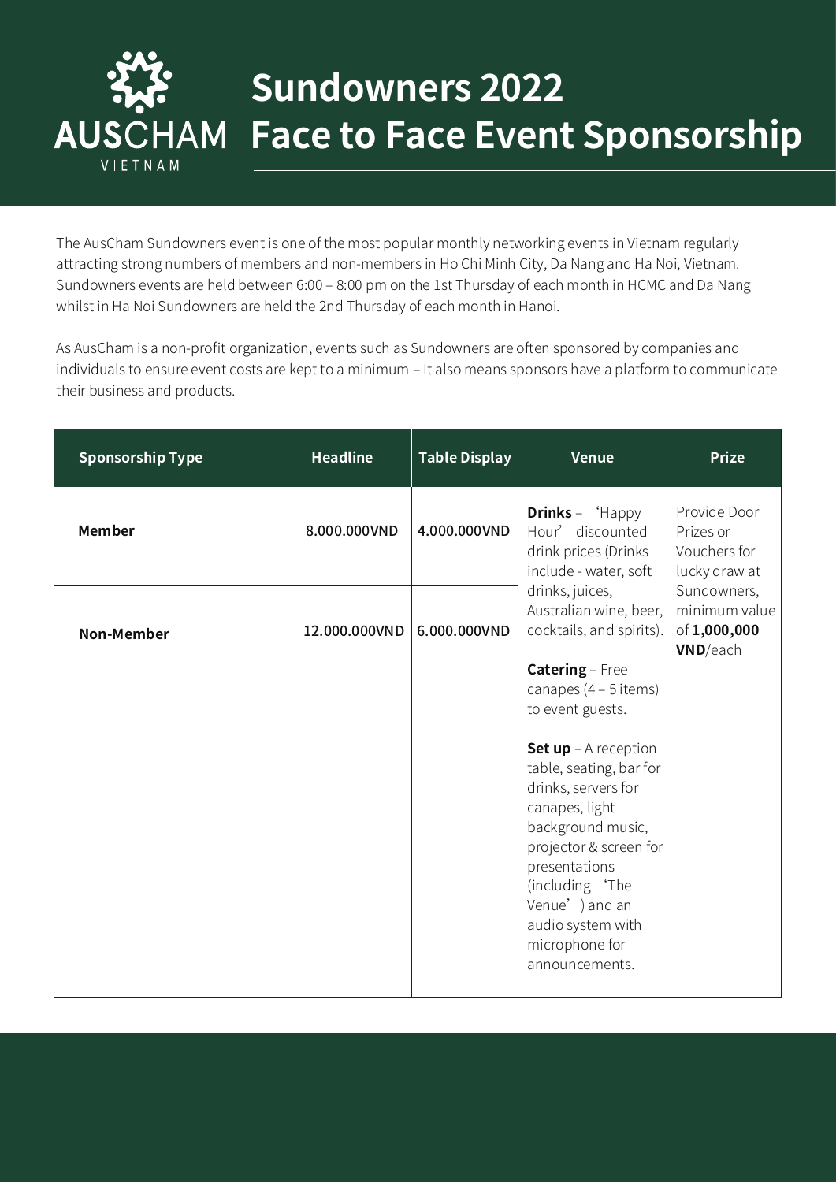AUSCHAM VIETNAM

# Sundowners 2022
# Face to Face Event Sponsorship

The AusCham Sundowners event is one of the most popular monthly networking events in Vietnam regularly attracting strong numbers of members and non-members in Ho Chi Minh City, Da Nang and Ha Noi, Vietnam. Sundowners events are held between 6:00 – 8:00 pm on the 1st Thursday of each month in HCMC and Da Nang whilst in Ha Noi Sundowners are held the 2nd Thursday of each month in Hanoi.

As AusCham is a non-profit organization, events such as Sundowners are often sponsored by companies and individuals to ensure event costs are kept to a minimum – It also means sponsors have a platform to communicate their business and products.

| Sponsorship Type | Headline | Table Display | Venue | Prize |
|---|---|---|---|---|
| **Member** | 8.000.000VND | 4.000.000VND | **Drinks** – 'Happy Hour' discounted drink prices (Drinks include - water, soft drinks, juices, Australian wine, beer, cocktails, and spirits).<br><br>**Catering** – Free canapes (4 – 5 items) to event guests.<br><br>**Set up** – A reception table, seating, bar for drinks, servers for canapes, light background music, projector & screen for presentations (including 'The Venue') and an audio system with microphone for announcements. | Provide Door Prizes or Vouchers for lucky draw at Sundowners, minimum value of **1,000,000 VND**/each |
| **Non-Member** | 12.000.000VND | 6.000.000VND | | |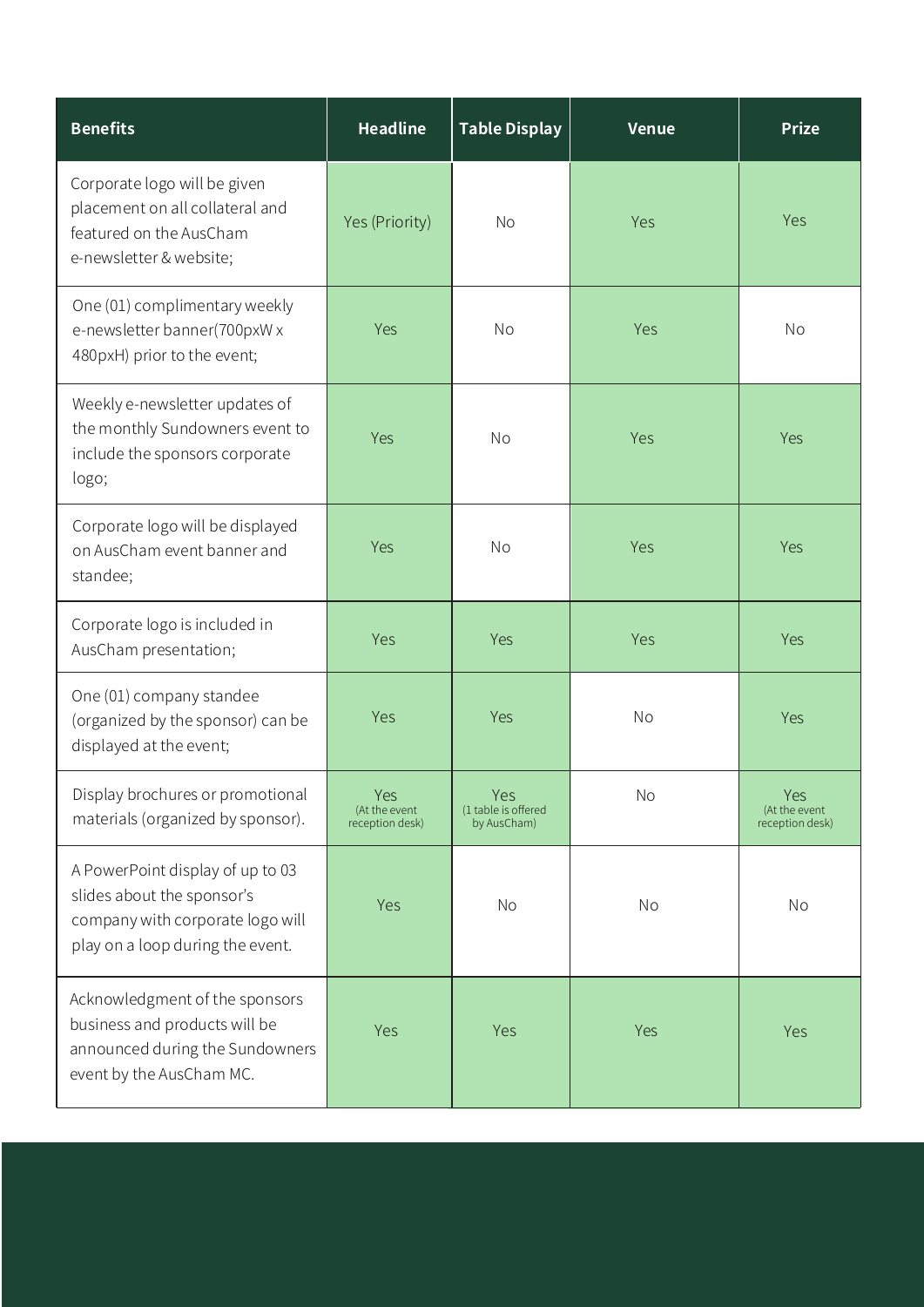| Benefits | Headline | Table Display | Venue | Prize |
| --- | --- | --- | --- | --- |
| Corporate logo will be given placement on all collateral and featured on the AusCham e-newsletter & website; | Yes (Priority) | No | Yes | Yes |
| One (01) complimentary weekly e-newsletter banner(700pxW x 480pxH) prior to the event; | Yes | No | Yes | No |
| Weekly e-newsletter updates of the monthly Sundowners event to include the sponsors corporate logo; | Yes | No | Yes | Yes |
| Corporate logo will be displayed on AusCham event banner and standee; | Yes | No | Yes | Yes |
| Corporate logo is included in AusCham presentation; | Yes | Yes | Yes | Yes |
| One (01) company standee (organized by the sponsor) can be displayed at the event; | Yes | Yes | No | Yes |
| Display brochures or promotional materials (organized by sponsor). | Yes (At the event reception desk) | Yes (1 table is offered by AusCham) | No | Yes (At the event reception desk) |
| A PowerPoint display of up to 03 slides about the sponsor's company with corporate logo will play on a loop during the event. | Yes | No | No | No |
| Acknowledgment of the sponsors business and products will be announced during the Sundowners event by the AusCham MC. | Yes | Yes | Yes | Yes |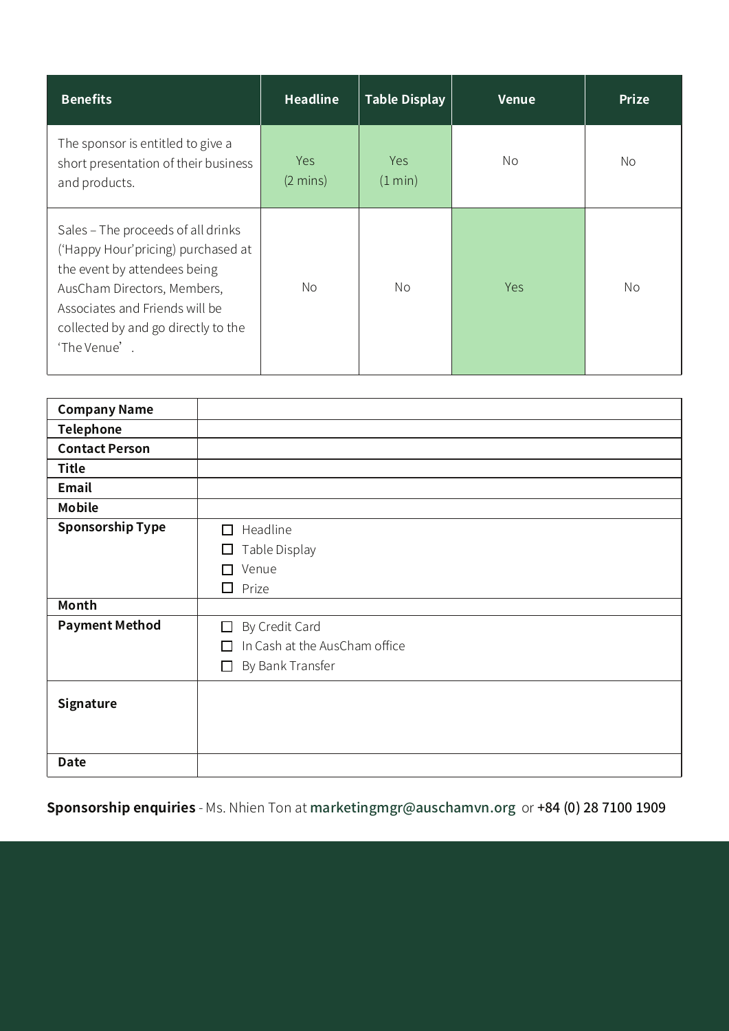| Benefits | Headline | Table Display | Venue | Prize |
| --- | --- | --- | --- | --- |
| The sponsor is entitled to give a short presentation of their business and products. | Yes (2 mins) | Yes (1 min) | No | No |
| Sales – The proceeds of all drinks ('Happy Hour' pricing) purchased at the event by attendees being AusCham Directors, Members, Associates and Friends will be collected by and go directly to the 'The Venue'. | No | No | Yes | No |

| | |
| --- | --- |
| **Company Name** | |
| **Telephone** | |
| **Contact Person** | |
| **Title** | |
| **Email** | |
| **Mobile** | |
| **Sponsorship Type** | ☐ Headline<br>☐ Table Display<br>☐ Venue<br>☐ Prize |
| **Month** | |
| **Payment Method** | ☐ By Credit Card<br>☐ In Cash at the AusCham office<br>☐ By Bank Transfer |
| **Signature** | |
| **Date** | |

**Sponsorship enquiries** - Ms. Nhien Ton at marketingmgr@auschamvn.org or +84 (0) 28 7100 1909